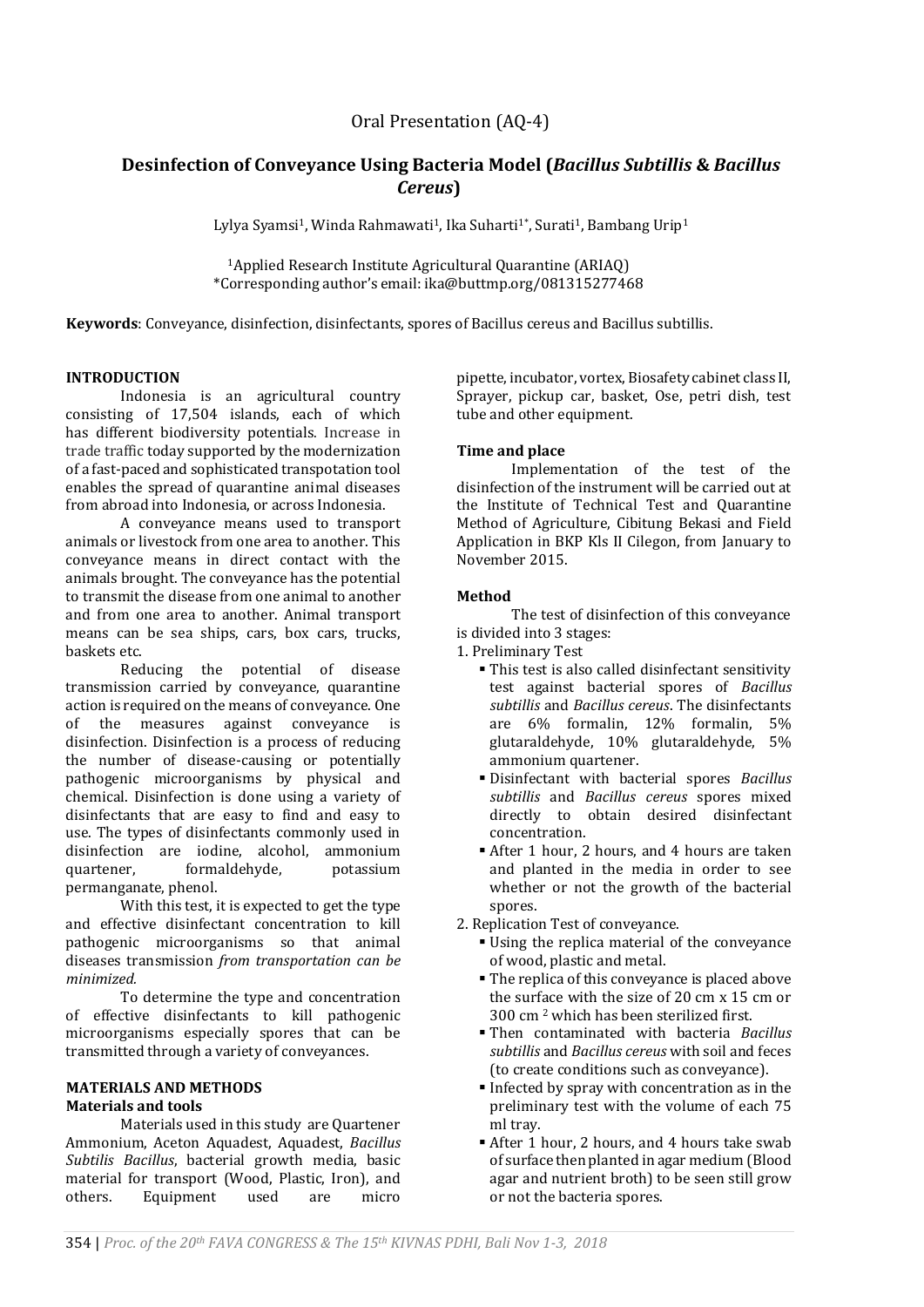Oral Presentation (AQ-4)

# Desinfection of Conveyance Using Bacteria Model (*Bacillus Subtillis* & *Bacillus Cereus*)

Lylya Syamsi[1], Winda Rahmawati[1], Ika Suharti[1*], Surati[1], Bambang Urip[1]

[1]Applied Research Institute Agricultural Quarantine (ARIAQ)
*Corresponding author's email: ika@buttmp.org/081315277468

**Keywords**: Conveyance, disinfection, disinfectants, spores of Bacillus cereus and Bacillus subtillis.

## INTRODUCTION

Indonesia is an agricultural country consisting of 17,504 islands, each of which has different biodiversity potentials. Increase in trade traffic today supported by the modernization of a fast-paced and sophisticated transpotation tool enables the spread of quarantine animal diseases from abroad into Indonesia, or across Indonesia.

A conveyance means used to transport animals or livestock from one area to another. This conveyance means in direct contact with the animals brought. The conveyance has the potential to transmit the disease from one animal to another and from one area to another. Animal transport means can be sea ships, cars, box cars, trucks, baskets etc.

Reducing the potential of disease transmission carried by conveyance, quarantine action is required on the means of conveyance. One of the measures against conveyance is disinfection. Disinfection is a process of reducing the number of disease-causing or potentially pathogenic microorganisms by physical and chemical. Disinfection is done using a variety of disinfectants that are easy to find and easy to use. The types of disinfectants commonly used in disinfection are iodine, alcohol, ammonium quartener, formaldehyde, potassium permanganate, phenol.

With this test, it is expected to get the type and effective disinfectant concentration to kill pathogenic microorganisms so that animal diseases transmission *from transportation can be minimized.*

To determine the type and concentration of effective disinfectants to kill pathogenic microorganisms especially spores that can be transmitted through a variety of conveyances.

## MATERIALS AND METHODS

### Materials and tools

Materials used in this study are Quartener Ammonium, Aceton Aquadest, Aquadest, *Bacillus Subtilis Bacillus*, bacterial growth media, basic material for transport (Wood, Plastic, Iron), and others. Equipment used are micro pipette, incubator, vortex, Biosafety cabinet class II, Sprayer, pickup car, basket, Ose, petri dish, test tube and other equipment.

### Time and place

Implementation of the test of the disinfection of the instrument will be carried out at the Institute of Technical Test and Quarantine Method of Agriculture, Cibitung Bekasi and Field Application in BKP Kls II Cilegon, from January to November 2015.

### Method

The test of disinfection of this conveyance is divided into 3 stages:

1. Preliminary Test
   - This test is also called disinfectant sensitivity test against bacterial spores of *Bacillus subtillis* and *Bacillus cereus*. The disinfectants are 6% formalin, 12% formalin, 5% glutaraldehyde, 10% glutaraldehyde, 5% ammonium quartener.
   - Disinfectant with bacterial spores *Bacillus subtillis* and *Bacillus cereus* spores mixed directly to obtain desired disinfectant concentration.
   - After 1 hour, 2 hours, and 4 hours are taken and planted in the media in order to see whether or not the growth of the bacterial spores.
2. Replication Test of conveyance.
   - Using the replica material of the conveyance of wood, plastic and metal.
   - The replica of this conveyance is placed above the surface with the size of 20 cm x 15 cm or 300 cm $^2$ which has been sterilized first.
   - Then contaminated with bacteria *Bacillus subtillis* and *Bacillus cereus* with soil and feces (to create conditions such as conveyance).
   - Infected by spray with concentration as in the preliminary test with the volume of each 75 ml tray.
   - After 1 hour, 2 hours, and 4 hours take swab of surface then planted in agar medium (Blood agar and nutrient broth) to be seen still grow or not the bacteria spores.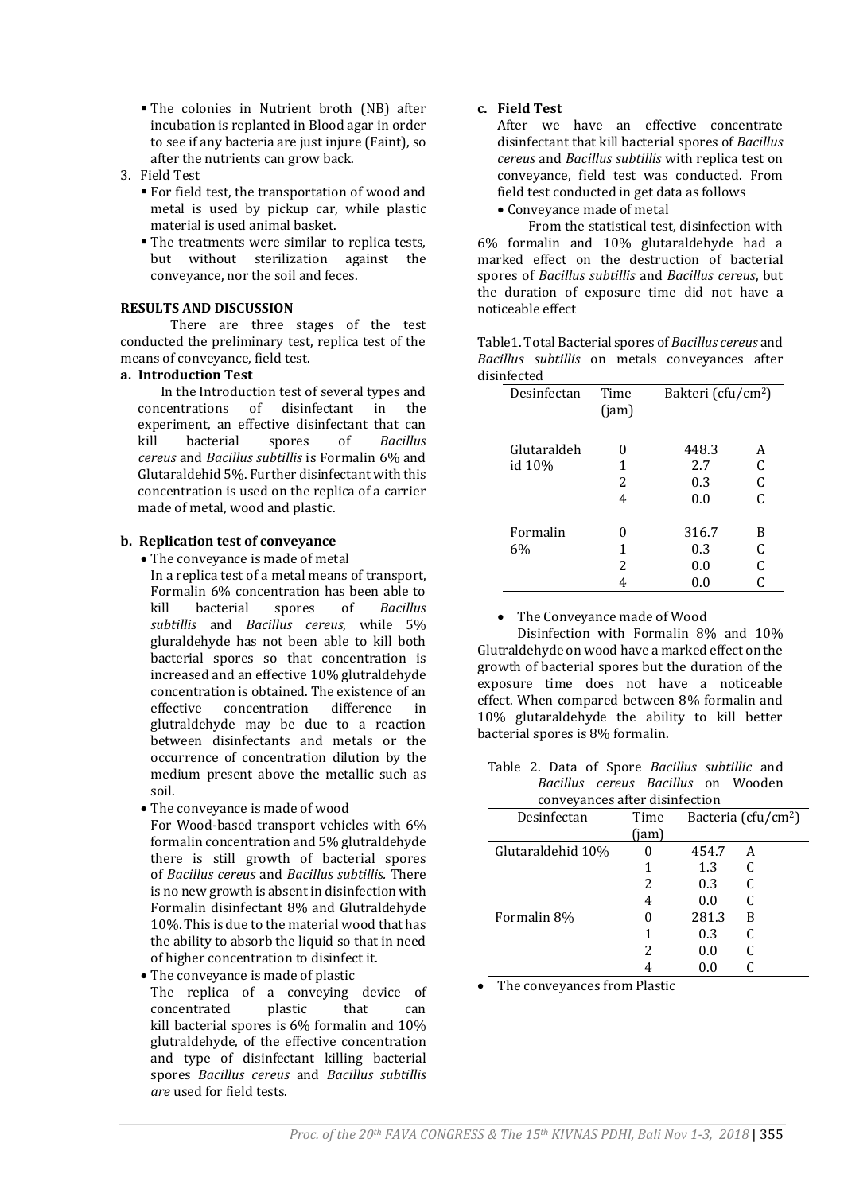- The colonies in Nutrient broth (NB) after incubation is replanted in Blood agar in order to see if any bacteria are just injure (Faint), so after the nutrients can grow back.

3. Field Test
   - For field test, the transportation of wood and metal is used by pickup car, while plastic material is used animal basket.
   - The treatments were similar to replica tests, but without sterilization against the conveyance, nor the soil and feces.

## RESULTS AND DISCUSSION

There are three stages of the test conducted the preliminary test, replica test of the means of conveyance, field test.

### a. Introduction Test

In the Introduction test of several types and concentrations of disinfectant in the experiment, an effective disinfectant that can kill bacterial spores of *Bacillus cereus* and *Bacillus subtillis* is Formalin 6% and Glutaraldehid 5%. Further disinfectant with this concentration is used on the replica of a carrier made of metal, wood and plastic.

### b. Replication test of conveyance

- The conveyance is made of metal
  In a replica test of a metal means of transport, Formalin 6% concentration has been able to kill bacterial spores of *Bacillus subtillis* and *Bacillus cereus*, while 5% gluraldehyde has not been able to kill both bacterial spores so that concentration is increased and an effective 10% glutraldehyde concentration is obtained. The existence of an effective concentration difference in glutraldehyde may be due to a reaction between disinfectants and metals or the occurrence of concentration dilution by the medium present above the metallic such as soil.
- The conveyance is made of wood
  For Wood-based transport vehicles with 6% formalin concentration and 5% glutraldehyde there is still growth of bacterial spores of *Bacillus cereus* and *Bacillus subtillis.* There is no new growth is absent in disinfection with Formalin disinfectant 8% and Glutraldehyde 10%. This is due to the material wood that has the ability to absorb the liquid so that in need of higher concentration to disinfect it.
- The conveyance is made of plastic
  The replica of a conveying device of concentrated plastic that can kill bacterial spores is 6% formalin and 10% glutraldehyde, of the effective concentration and type of disinfectant killing bacterial spores *Bacillus cereus* and *Bacillus subtillis are* used for field tests.

### c. Field Test

After we have an effective concentrate disinfectant that kill bacterial spores of *Bacillus cereus* and *Bacillus subtillis* with replica test on conveyance, field test was conducted. From field test conducted in get data as follows

- Conveyance made of metal

From the statistical test, disinfection with 6% formalin and 10% glutaraldehyde had a marked effect on the destruction of bacterial spores of *Bacillus subtillis* and *Bacillus cereus*, but the duration of exposure time did not have a noticeable effect

Table1. Total Bacterial spores of *Bacillus cereus* and *Bacillus subtillis* on metals conveyances after disinfected

| Desinfectan | Time (jam) | Bakteri (cfu/cm$^2$) | |
|---|---|---|---|
| Glutaraldehid 10% | 0 | 448.3 | A |
| | 1 | 2.7 | C |
| | 2 | 0.3 | C |
| | 4 | 0.0 | C |
| Formalin 6% | 0 | 316.7 | B |
| | 1 | 0.3 | C |
| | 2 | 0.0 | C |
| | 4 | 0.0 | C |

- The Conveyance made of Wood

Disinfection with Formalin 8% and 10% Glutraldehyde on wood have a marked effect on the growth of bacterial spores but the duration of the exposure time does not have a noticeable effect. When compared between 8% formalin and 10% glutaraldehyde the ability to kill better bacterial spores is 8% formalin.

Table 2. Data of Spore *Bacillus subtillic* and *Bacillus cereus Bacillus* on Wooden conveyances after disinfection

| Desinfectan | Time (jam) | Bacteria (cfu/cm$^2$) | |
|---|---|---|---|
| Glutaraldehid 10% | 0 | 454.7 | A |
| | 1 | 1.3 | C |
| | 2 | 0.3 | C |
| | 4 | 0.0 | C |
| Formalin 8% | 0 | 281.3 | B |
| | 1 | 0.3 | C |
| | 2 | 0.0 | C |
| | 4 | 0.0 | C |

- The conveyances from Plastic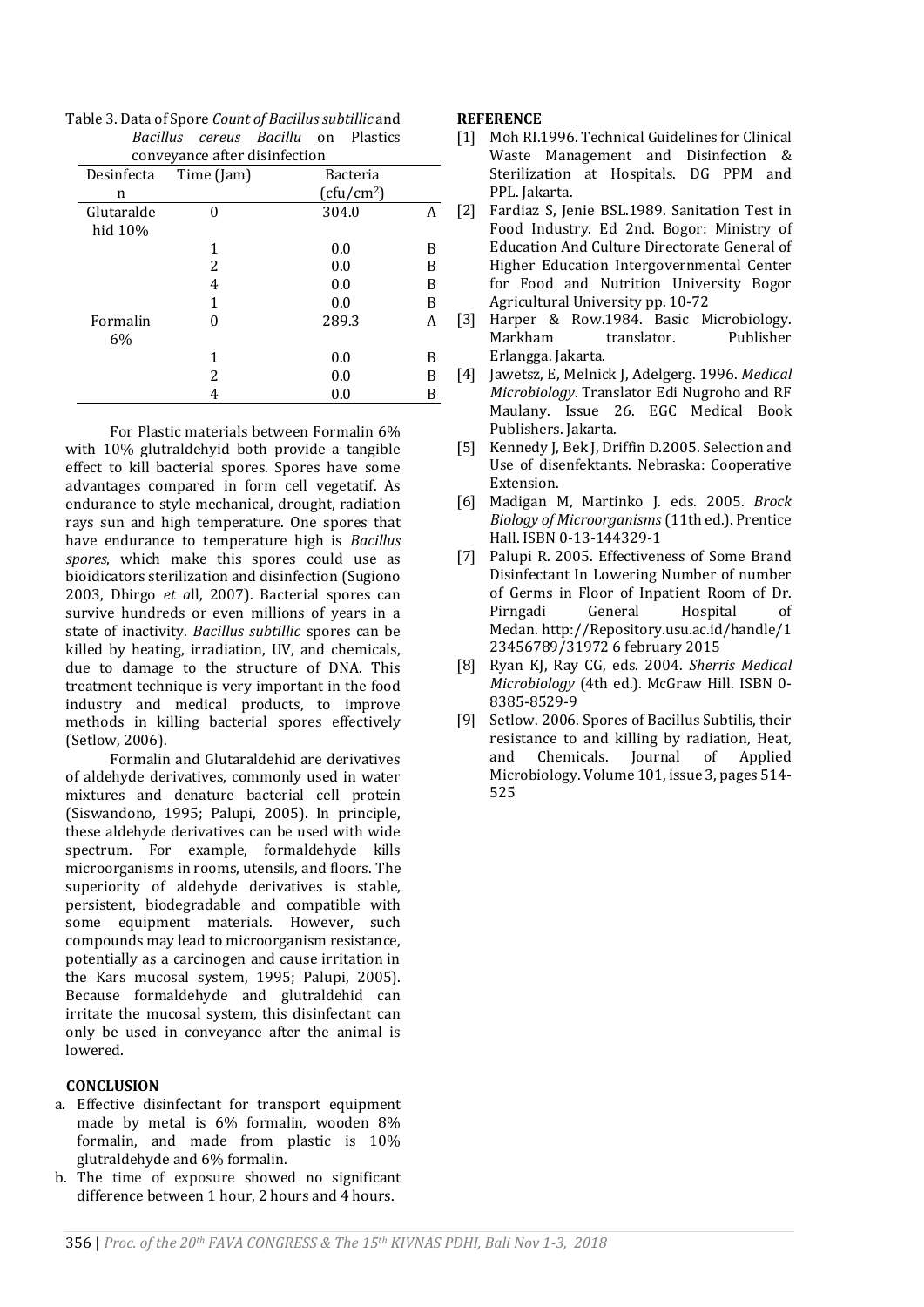Table 3. Data of Spore *Count of Bacillus subtillic* and *Bacillus cereus Bacillu* on Plastics conveyance after disinfection

| Desinfectan | Time (Jam) | Bacteria (cfu/cm$^2$) | |
|---|---|---|---|
| Glutaraldehid 10% | 0 | 304.0 | A |
| | 1 | 0.0 | B |
| | 2 | 0.0 | B |
| | 4 | 0.0 | B |
| | 1 | 0.0 | B |
| Formalin 6% | 0 | 289.3 | A |
| | 1 | 0.0 | B |
| | 2 | 0.0 | B |
| | 4 | 0.0 | B |

For Plastic materials between Formalin 6% with 10% glutraldehyid both provide a tangible effect to kill bacterial spores. Spores have some advantages compared in form cell vegetatif. As endurance to style mechanical, drought, radiation rays sun and high temperature. One spores that have endurance to temperature high is *Bacillus spores*, which make this spores could use as bioidicators sterilization and disinfection (Sugiono 2003, Dhirgo *et a*ll, 2007). Bacterial spores can survive hundreds or even millions of years in a state of inactivity. *Bacillus subtillic* spores can be killed by heating, irradiation, UV, and chemicals, due to damage to the structure of DNA. This treatment technique is very important in the food industry and medical products, to improve methods in killing bacterial spores effectively (Setlow, 2006).

Formalin and Glutaraldehid are derivatives of aldehyde derivatives, commonly used in water mixtures and denature bacterial cell protein (Siswandono, 1995; Palupi, 2005). In principle, these aldehyde derivatives can be used with wide spectrum. For example, formaldehyde kills microorganisms in rooms, utensils, and floors. The superiority of aldehyde derivatives is stable, persistent, biodegradable and compatible with some equipment materials. However, such compounds may lead to microorganism resistance, potentially as a carcinogen and cause irritation in the Kars mucosal system, 1995; Palupi, 2005). Because formaldehyde and glutraldehid can irritate the mucosal system, this disinfectant can only be used in conveyance after the animal is lowered.

## CONCLUSION

a. Effective disinfectant for transport equipment made by metal is 6% formalin, wooden 8% formalin, and made from plastic is 10% glutraldehyde and 6% formalin.
b. The time of exposure showed no significant difference between 1 hour, 2 hours and 4 hours.

## REFERENCE

[1] Moh RI.1996. Technical Guidelines for Clinical Waste Management and Disinfection & Sterilization at Hospitals. DG PPM and PPL. Jakarta.

[2] Fardiaz S, Jenie BSL.1989. Sanitation Test in Food Industry. Ed 2nd. Bogor: Ministry of Education And Culture Directorate General of Higher Education Intergovernmental Center for Food and Nutrition University Bogor Agricultural University pp. 10-72

[3] Harper & Row.1984. Basic Microbiology. Markham translator. Publisher Erlangga. Jakarta.

[4] Jawetsz, E, Melnick J, Adelgerg. 1996. *Medical Microbiology*. Translator Edi Nugroho and RF Maulany. Issue 26. EGC Medical Book Publishers. Jakarta.

[5] Kennedy J, Bek J, Driffin D.2005. Selection and Use of disenfektants. Nebraska: Cooperative Extension.

[6] Madigan M, Martinko J. eds. 2005. *Brock Biology of Microorganisms* (11th ed.). Prentice Hall. ISBN 0-13-144329-1

[7] Palupi R. 2005. Effectiveness of Some Brand Disinfectant In Lowering Number of number of Germs in Floor of Inpatient Room of Dr. Pirngadi General Hospital of Medan. http://Repository.usu.ac.id/handle/123456789/31972 6 february 2015

[8] Ryan KJ, Ray CG, eds. 2004. *Sherris Medical Microbiology* (4th ed.). McGraw Hill. ISBN 0-8385-8529-9

[9] Setlow. 2006. Spores of Bacillus Subtilis, their resistance to and killing by radiation, Heat, and Chemicals. Journal of Applied Microbiology. Volume 101, issue 3, pages 514-525